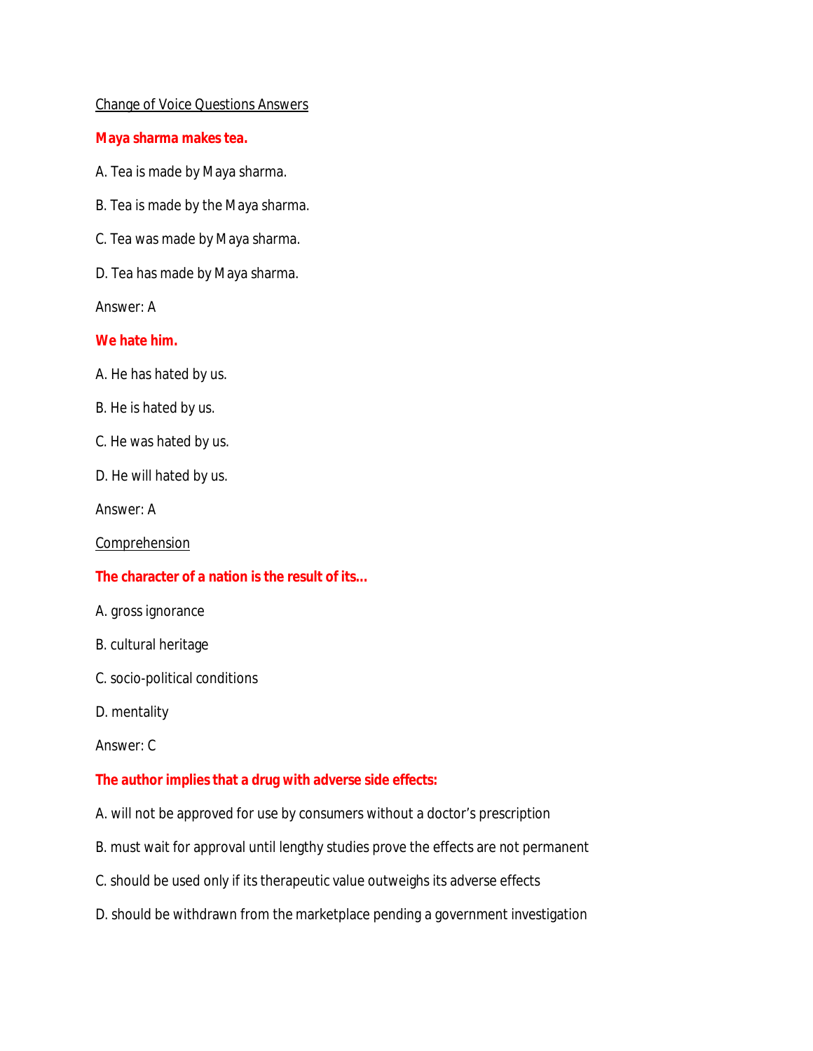Change of Voice Questions Answers

**Maya sharma makes tea.**

A. Tea is made by Maya sharma.

B. Tea is made by the Maya sharma.

C. Tea was made by Maya sharma.

D. Tea has made by Maya sharma.

Answer: A

**We hate him.**

A. He has hated by us.

B. He is hated by us.

C. He was hated by us.

D. He will hated by us.

Answer: A

Comprehension

**The character of a nation is the result of its...**

A. gross ignorance

B. cultural heritage

C. socio-political conditions

D. mentality

Answer: C

**The author implies that a drug with adverse side effects:**

A. will not be approved for use by consumers without a doctor's prescription

B. must wait for approval until lengthy studies prove the effects are not permanent

C. should be used only if its therapeutic value outweighs its adverse effects

D. should be withdrawn from the marketplace pending a government investigation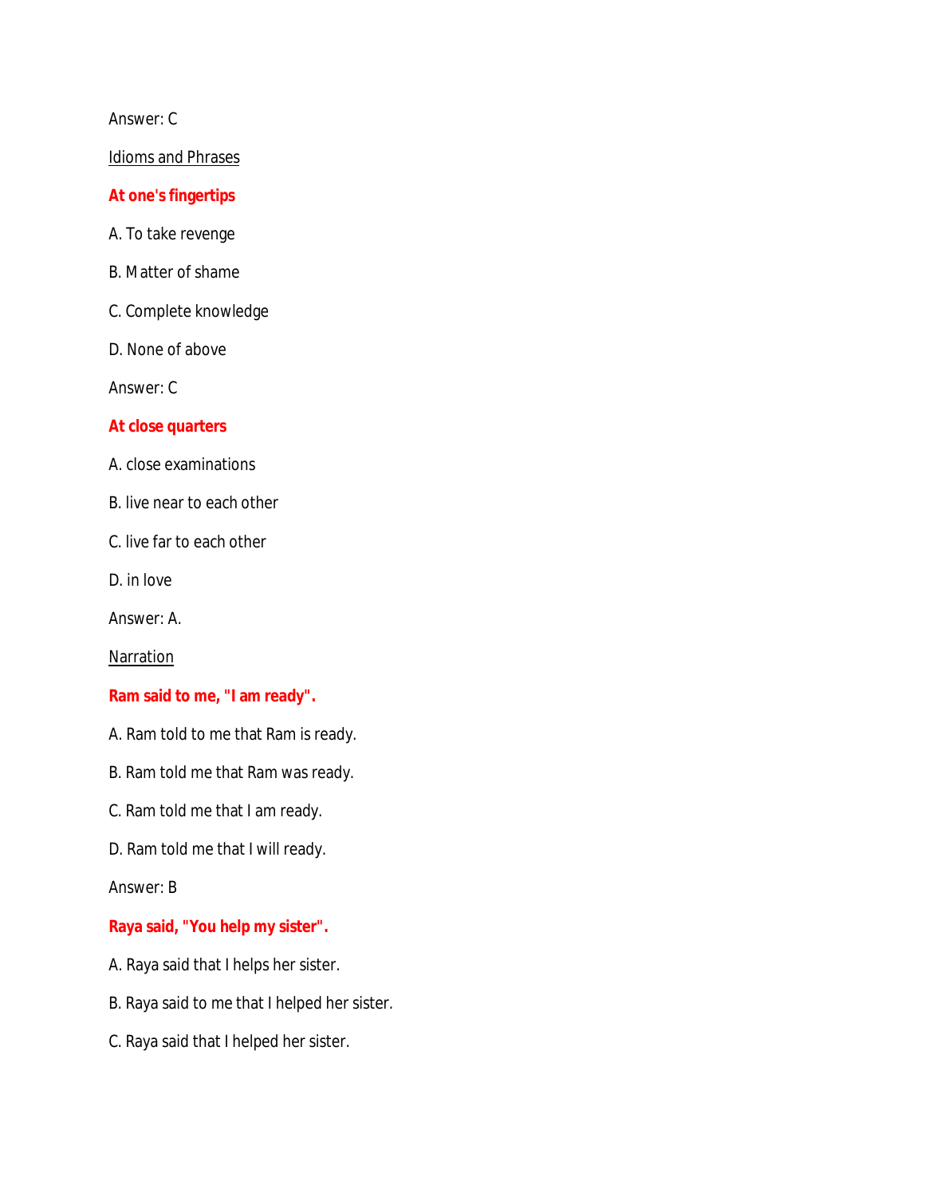Answer: C

<u>Idioms and Phrases</u>

**At one's fingertips**

A. To take revenge

B. Matter of shame

C. Complete knowledge

D. None of above

Answer: C

**At close quarters**

A. close examinations

B. live near to each other

C. live far to each other

D. in love

Answer: A.

<u>Narration</u>

**Ram said to me, "I am ready".**

A. Ram told to me that Ram is ready.

B. Ram told me that Ram was ready.

C. Ram told me that I am ready.

D. Ram told me that I will ready.

Answer: B

**Raya said, "You help my sister".**

A. Raya said that I helps her sister.

B. Raya said to me that I helped her sister.

C. Raya said that I helped her sister.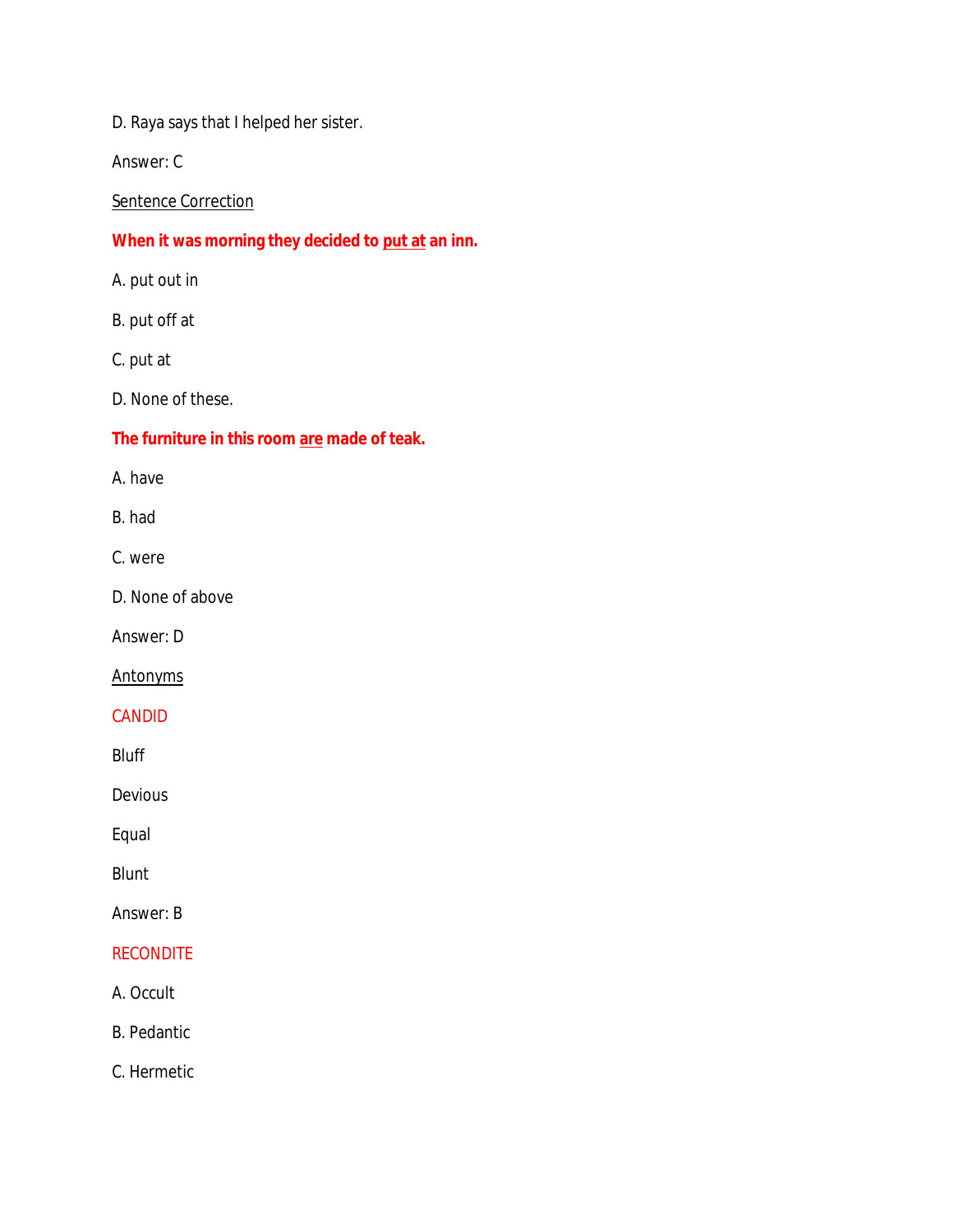D. Raya says that I helped her sister.

Answer: C

<u>Sentence Correction</u>

**When it was morning they decided to <u>put at</u> an inn.**

A. put out in

B. put off at

C. put at

D. None of these.

**The furniture in this room <u>are</u> made of teak.**

A. have

B. had

C. were

D. None of above

Answer: D

<u>Antonyms</u>

CANDID

Bluff

Devious

Equal

Blunt

Answer: B

RECONDITE

A. Occult

B. Pedantic

C. Hermetic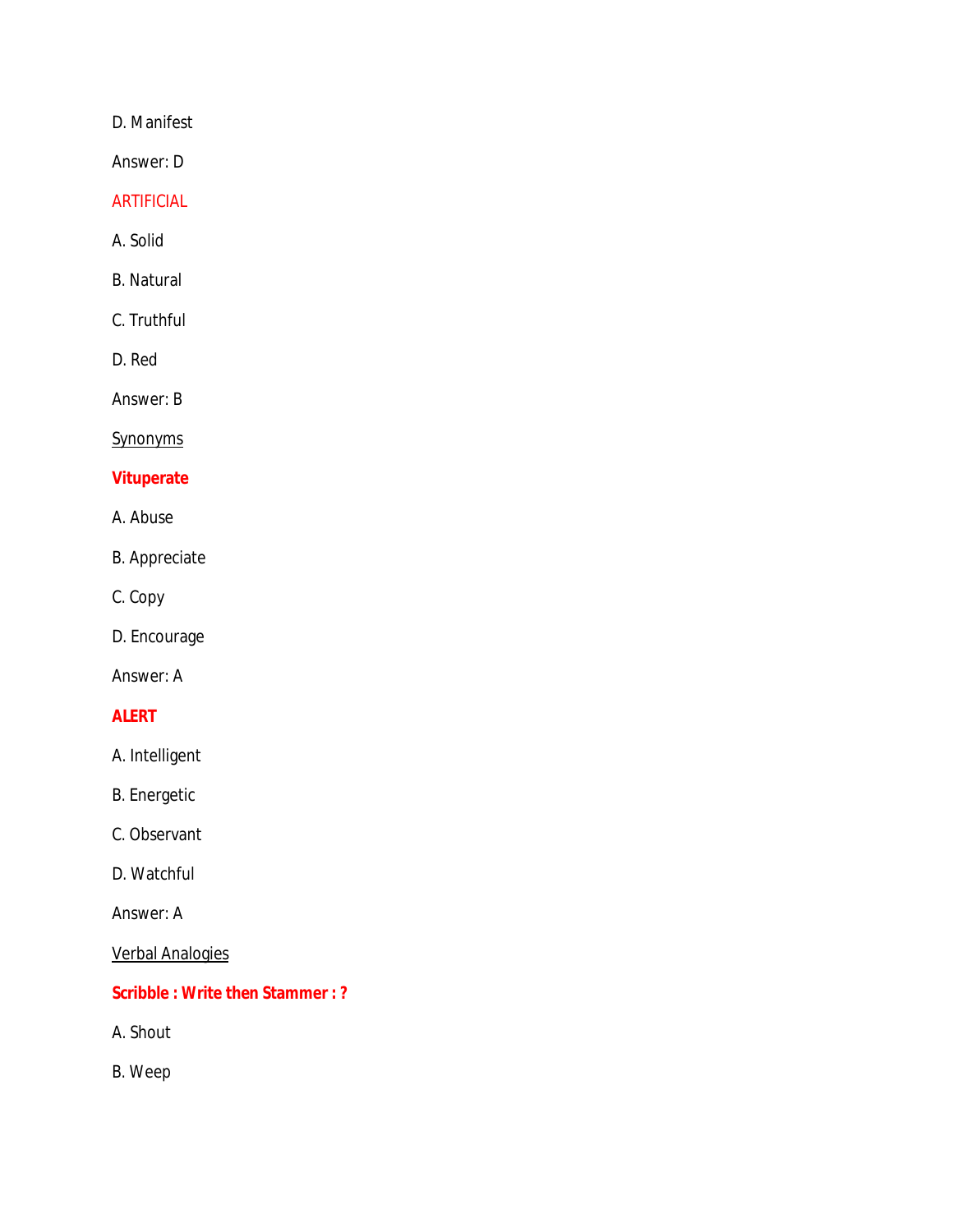D. Manifest

Answer: D

ARTIFICIAL

A. Solid

B. Natural

C. Truthful

D. Red

Answer: B

Synonyms

**Vituperate**

A. Abuse

B. Appreciate

C. Copy

D. Encourage

Answer: A

**ALERT**

A. Intelligent

B. Energetic

C. Observant

D. Watchful

Answer: A

Verbal Analogies

**Scribble : Write then Stammer : ?**

A. Shout

B. Weep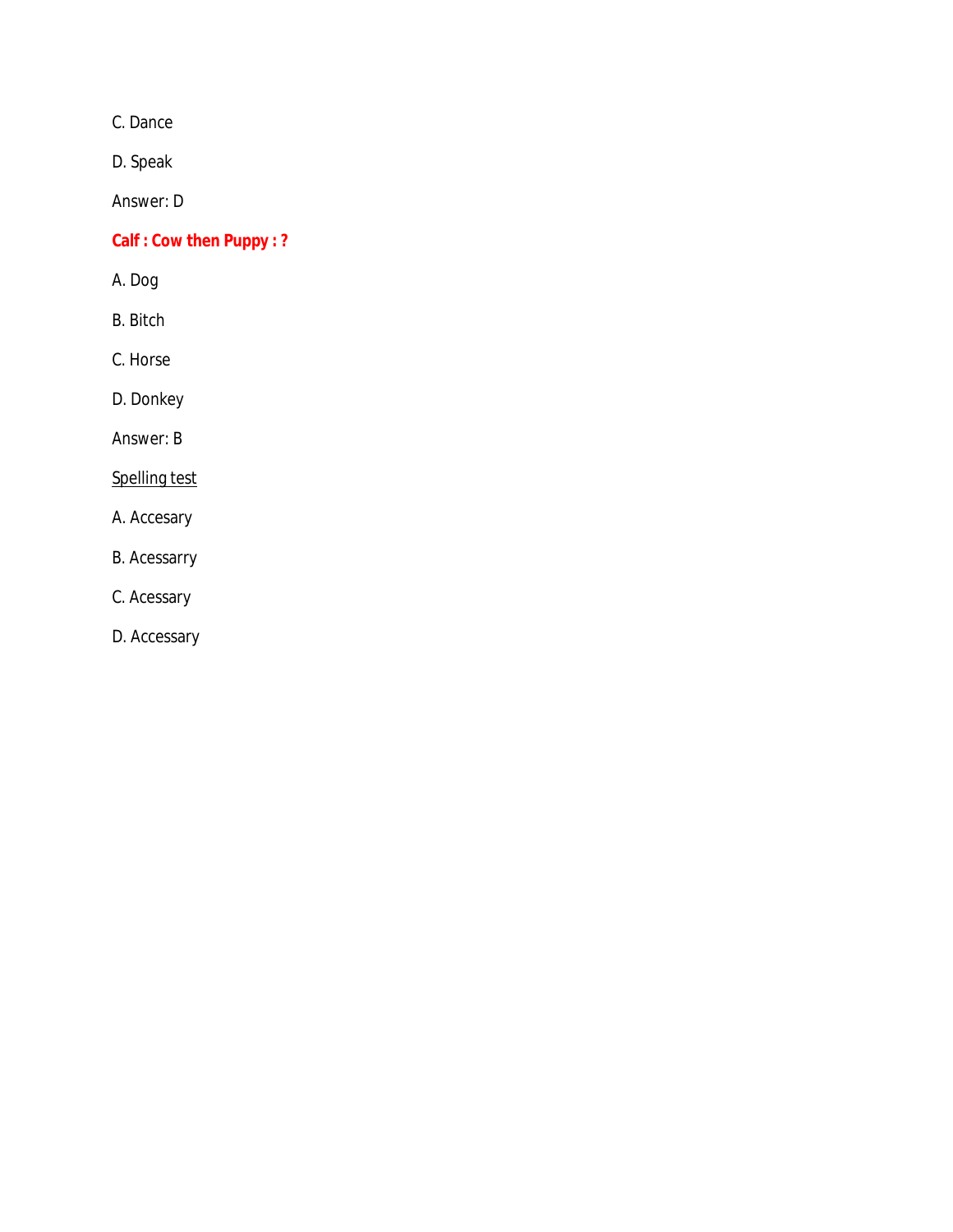C. Dance

D. Speak

Answer: D

**Calf : Cow then Puppy : ?**

A. Dog

B. Bitch

C. Horse

D. Donkey

Answer: B

<u>Spelling test</u>

A. Accesary

B. Acessarry

C. Acessary

D. Accessary